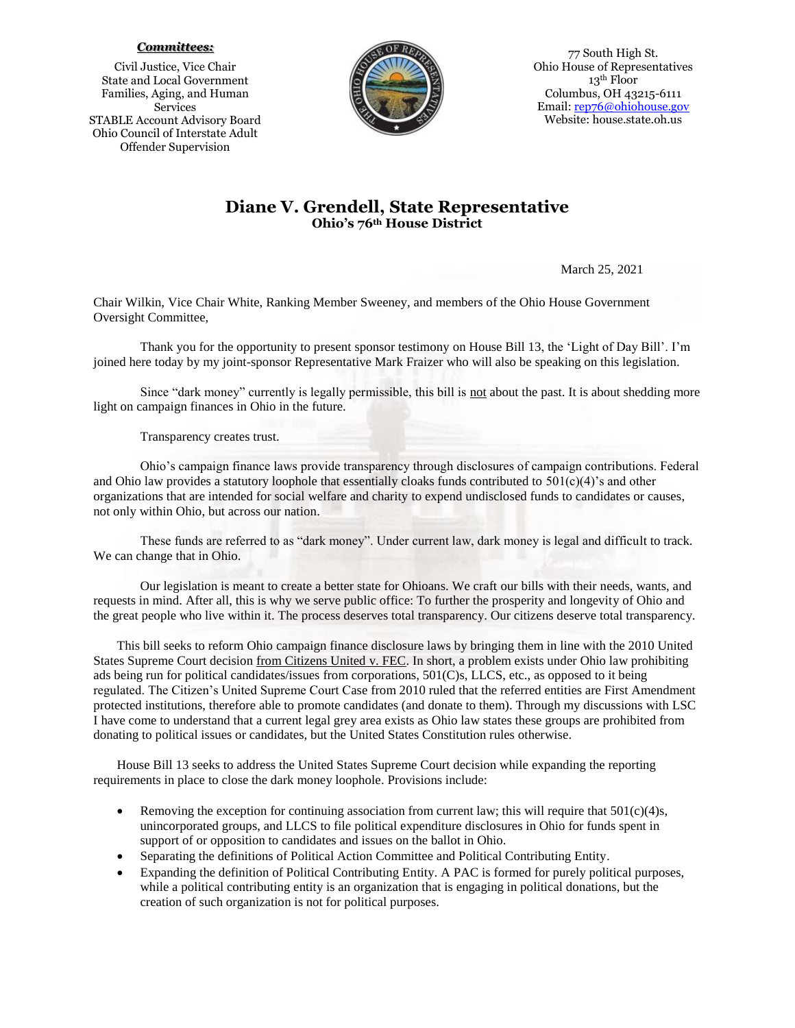***Committees:***

Civil Justice, Vice Chair
State and Local Government
Families, Aging, and Human Services
STABLE Account Advisory Board
Ohio Council of Interstate Adult Offender Supervision

77 South High St.
Ohio House of Representatives
13th Floor
Columbus, OH 43215-6111
Email: rep76@ohiohouse.gov
Website: house.state.oh.us

# Diane V. Grendell, State Representative

**Ohio's 76th House District**

March 25, 2021

Chair Wilkin, Vice Chair White, Ranking Member Sweeney, and members of the Ohio House Government Oversight Committee,

Thank you for the opportunity to present sponsor testimony on House Bill 13, the 'Light of Day Bill'. I'm joined here today by my joint-sponsor Representative Mark Fraizer who will also be speaking on this legislation.

Since "dark money" currently is legally permissible, this bill is not about the past. It is about shedding more light on campaign finances in Ohio in the future.

Transparency creates trust.

Ohio's campaign finance laws provide transparency through disclosures of campaign contributions. Federal and Ohio law provides a statutory loophole that essentially cloaks funds contributed to 501(c)(4)'s and other organizations that are intended for social welfare and charity to expend undisclosed funds to candidates or causes, not only within Ohio, but across our nation.

These funds are referred to as "dark money". Under current law, dark money is legal and difficult to track. We can change that in Ohio.

Our legislation is meant to create a better state for Ohioans. We craft our bills with their needs, wants, and requests in mind. After all, this is why we serve public office: To further the prosperity and longevity of Ohio and the great people who live within it. The process deserves total transparency. Our citizens deserve total transparency.

This bill seeks to reform Ohio campaign finance disclosure laws by bringing them in line with the 2010 United States Supreme Court decision from Citizens United v. FEC. In short, a problem exists under Ohio law prohibiting ads being run for political candidates/issues from corporations, 501(C)s, LLCS, etc., as opposed to it being regulated. The Citizen's United Supreme Court Case from 2010 ruled that the referred entities are First Amendment protected institutions, therefore able to promote candidates (and donate to them). Through my discussions with LSC I have come to understand that a current legal grey area exists as Ohio law states these groups are prohibited from donating to political issues or candidates, but the United States Constitution rules otherwise.

House Bill 13 seeks to address the United States Supreme Court decision while expanding the reporting requirements in place to close the dark money loophole. Provisions include:

- Removing the exception for continuing association from current law; this will require that 501(c)(4)s, unincorporated groups, and LLCS to file political expenditure disclosures in Ohio for funds spent in support of or opposition to candidates and issues on the ballot in Ohio.
- Separating the definitions of Political Action Committee and Political Contributing Entity.
- Expanding the definition of Political Contributing Entity. A PAC is formed for purely political purposes, while a political contributing entity is an organization that is engaging in political donations, but the creation of such organization is not for political purposes.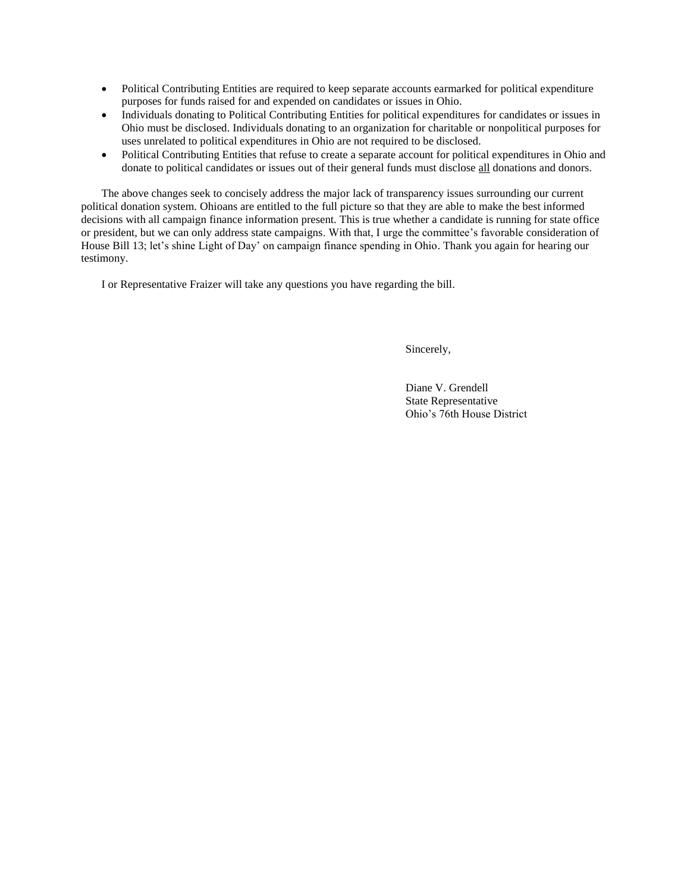- Political Contributing Entities are required to keep separate accounts earmarked for political expenditure purposes for funds raised for and expended on candidates or issues in Ohio.
- Individuals donating to Political Contributing Entities for political expenditures for candidates or issues in Ohio must be disclosed. Individuals donating to an organization for charitable or nonpolitical purposes for uses unrelated to political expenditures in Ohio are not required to be disclosed.
- Political Contributing Entities that refuse to create a separate account for political expenditures in Ohio and donate to political candidates or issues out of their general funds must disclose <u>all</u> donations and donors.

The above changes seek to concisely address the major lack of transparency issues surrounding our current political donation system. Ohioans are entitled to the full picture so that they are able to make the best informed decisions with all campaign finance information present. This is true whether a candidate is running for state office or president, but we can only address state campaigns. With that, I urge the committee's favorable consideration of House Bill 13; let's shine Light of Day' on campaign finance spending in Ohio. Thank you again for hearing our testimony.

I or Representative Fraizer will take any questions you have regarding the bill.

Sincerely,

Diane V. Grendell
State Representative
Ohio's 76th House District